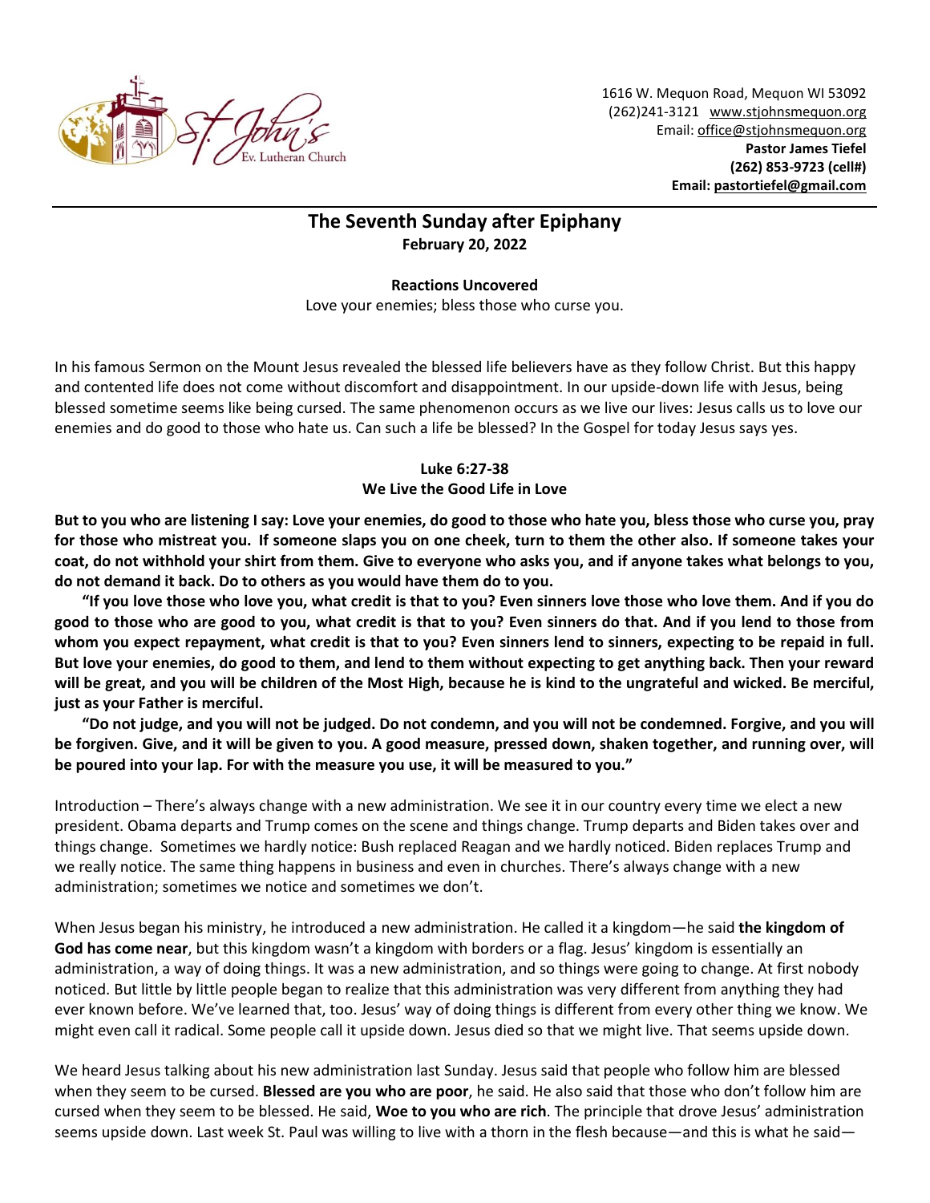St. John's Ev. Lutheran Church

1616 W. Mequon Road, Mequon WI 53092
(262)241-3121 www.stjohnsmequon.org
Email: office@stjohnsmequon.org
**Pastor James Tiefel**
**(262) 853-9723 (cell#)**
**Email: pastortiefel@gmail.com**

---

## The Seventh Sunday after Epiphany
**February 20, 2022**

**Reactions Uncovered**
Love your enemies; bless those who curse you.

In his famous Sermon on the Mount Jesus revealed the blessed life believers have as they follow Christ. But this happy and contented life does not come without discomfort and disappointment. In our upside-down life with Jesus, being blessed sometime seems like being cursed. The same phenomenon occurs as we live our lives: Jesus calls us to love our enemies and do good to those who hate us. Can such a life be blessed? In the Gospel for today Jesus says yes.

**Luke 6:27-38**
**We Live the Good Life in Love**

**But to you who are listening I say: Love your enemies, do good to those who hate you, bless those who curse you, pray for those who mistreat you. If someone slaps you on one cheek, turn to them the other also. If someone takes your coat, do not withhold your shirt from them. Give to everyone who asks you, and if anyone takes what belongs to you, do not demand it back. Do to others as you would have them do to you.**

**"If you love those who love you, what credit is that to you? Even sinners love those who love them. And if you do good to those who are good to you, what credit is that to you? Even sinners do that. And if you lend to those from whom you expect repayment, what credit is that to you? Even sinners lend to sinners, expecting to be repaid in full. But love your enemies, do good to them, and lend to them without expecting to get anything back. Then your reward will be great, and you will be children of the Most High, because he is kind to the ungrateful and wicked. Be merciful, just as your Father is merciful.**

**"Do not judge, and you will not be judged. Do not condemn, and you will not be condemned. Forgive, and you will be forgiven. Give, and it will be given to you. A good measure, pressed down, shaken together, and running over, will be poured into your lap. For with the measure you use, it will be measured to you."**

Introduction – There's always change with a new administration. We see it in our country every time we elect a new president. Obama departs and Trump comes on the scene and things change. Trump departs and Biden takes over and things change. Sometimes we hardly notice: Bush replaced Reagan and we hardly noticed. Biden replaces Trump and we really notice. The same thing happens in business and even in churches. There's always change with a new administration; sometimes we notice and sometimes we don't.

When Jesus began his ministry, he introduced a new administration. He called it a kingdom—he said **the kingdom of God has come near**, but this kingdom wasn't a kingdom with borders or a flag. Jesus' kingdom is essentially an administration, a way of doing things. It was a new administration, and so things were going to change. At first nobody noticed. But little by little people began to realize that this administration was very different from anything they had ever known before. We've learned that, too. Jesus' way of doing things is different from every other thing we know. We might even call it radical. Some people call it upside down. Jesus died so that we might live. That seems upside down.

We heard Jesus talking about his new administration last Sunday. Jesus said that people who follow him are blessed when they seem to be cursed. **Blessed are you who are poor**, he said. He also said that those who don't follow him are cursed when they seem to be blessed. He said, **Woe to you who are rich**. The principle that drove Jesus' administration seems upside down. Last week St. Paul was willing to live with a thorn in the flesh because—and this is what he said—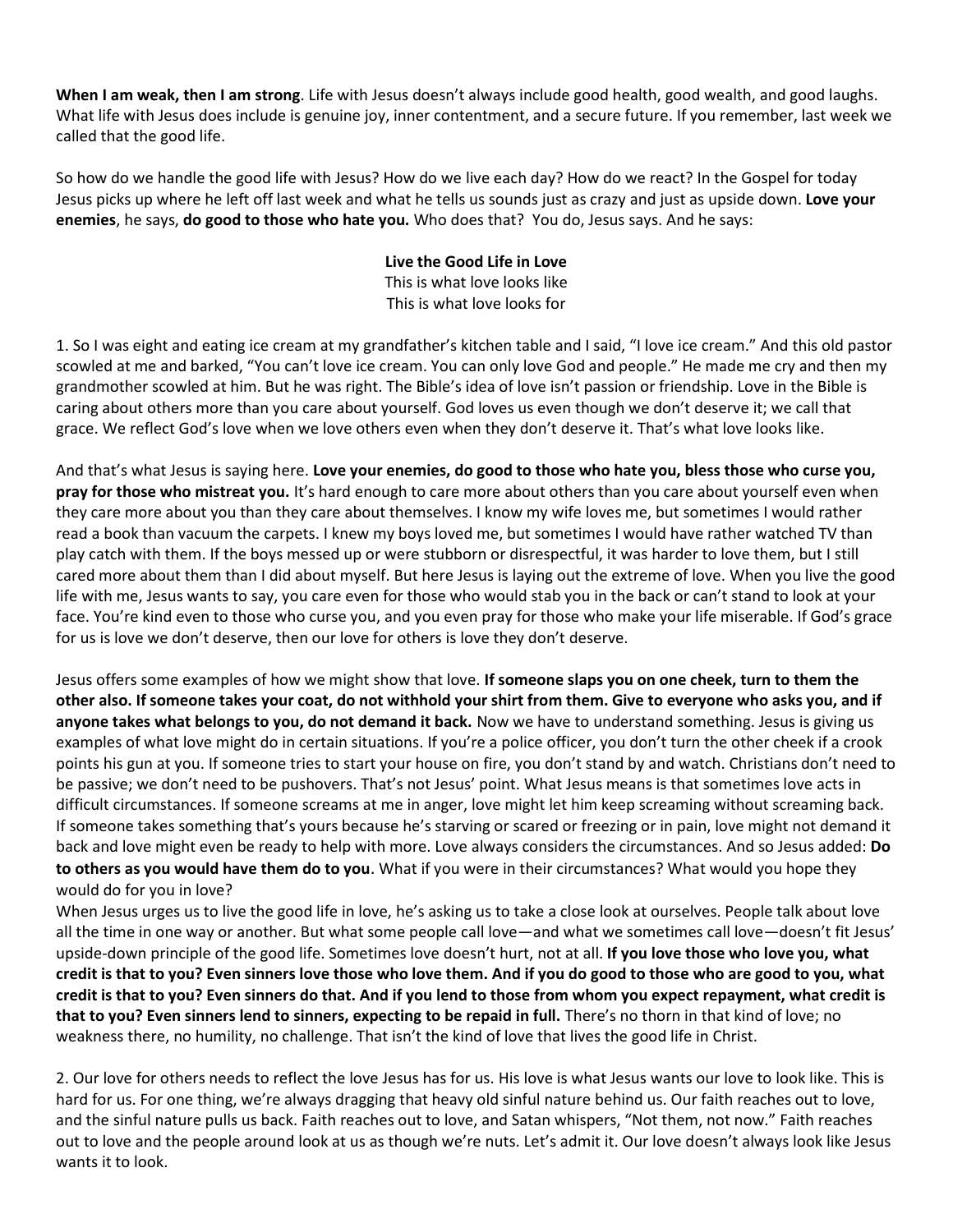**When I am weak, then I am strong**. Life with Jesus doesn't always include good health, good wealth, and good laughs. What life with Jesus does include is genuine joy, inner contentment, and a secure future. If you remember, last week we called that the good life.

So how do we handle the good life with Jesus? How do we live each day? How do we react? In the Gospel for today Jesus picks up where he left off last week and what he tells us sounds just as crazy and just as upside down. **Love your enemies**, he says, **do good to those who hate you.** Who does that? You do, Jesus says. And he says:

**Live the Good Life in Love**
This is what love looks like
This is what love looks for

1. So I was eight and eating ice cream at my grandfather's kitchen table and I said, "I love ice cream." And this old pastor scowled at me and barked, "You can't love ice cream. You can only love God and people." He made me cry and then my grandmother scowled at him. But he was right. The Bible's idea of love isn't passion or friendship. Love in the Bible is caring about others more than you care about yourself. God loves us even though we don't deserve it; we call that grace. We reflect God's love when we love others even when they don't deserve it. That's what love looks like.

And that's what Jesus is saying here. **Love your enemies, do good to those who hate you, bless those who curse you, pray for those who mistreat you.** It's hard enough to care more about others than you care about yourself even when they care more about you than they care about themselves. I know my wife loves me, but sometimes I would rather read a book than vacuum the carpets. I knew my boys loved me, but sometimes I would have rather watched TV than play catch with them. If the boys messed up or were stubborn or disrespectful, it was harder to love them, but I still cared more about them than I did about myself. But here Jesus is laying out the extreme of love. When you live the good life with me, Jesus wants to say, you care even for those who would stab you in the back or can't stand to look at your face. You're kind even to those who curse you, and you even pray for those who make your life miserable. If God's grace for us is love we don't deserve, then our love for others is love they don't deserve.

Jesus offers some examples of how we might show that love. **If someone slaps you on one cheek, turn to them the other also. If someone takes your coat, do not withhold your shirt from them. Give to everyone who asks you, and if anyone takes what belongs to you, do not demand it back.** Now we have to understand something. Jesus is giving us examples of what love might do in certain situations. If you're a police officer, you don't turn the other cheek if a crook points his gun at you. If someone tries to start your house on fire, you don't stand by and watch. Christians don't need to be passive; we don't need to be pushovers. That's not Jesus' point. What Jesus means is that sometimes love acts in difficult circumstances. If someone screams at me in anger, love might let him keep screaming without screaming back. If someone takes something that's yours because he's starving or scared or freezing or in pain, love might not demand it back and love might even be ready to help with more. Love always considers the circumstances. And so Jesus added: **Do to others as you would have them do to you**. What if you were in their circumstances? What would you hope they would do for you in love?

When Jesus urges us to live the good life in love, he's asking us to take a close look at ourselves. People talk about love all the time in one way or another. But what some people call love—and what we sometimes call love—doesn't fit Jesus' upside-down principle of the good life. Sometimes love doesn't hurt, not at all. **If you love those who love you, what credit is that to you? Even sinners love those who love them. And if you do good to those who are good to you, what credit is that to you? Even sinners do that. And if you lend to those from whom you expect repayment, what credit is that to you? Even sinners lend to sinners, expecting to be repaid in full.** There's no thorn in that kind of love; no weakness there, no humility, no challenge. That isn't the kind of love that lives the good life in Christ.

2. Our love for others needs to reflect the love Jesus has for us. His love is what Jesus wants our love to look like. This is hard for us. For one thing, we're always dragging that heavy old sinful nature behind us. Our faith reaches out to love, and the sinful nature pulls us back. Faith reaches out to love, and Satan whispers, "Not them, not now." Faith reaches out to love and the people around look at us as though we're nuts. Let's admit it. Our love doesn't always look like Jesus wants it to look.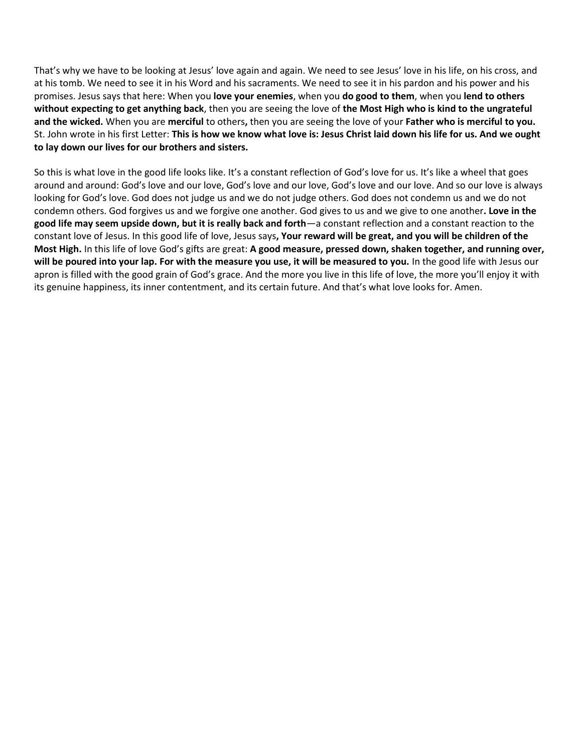That's why we have to be looking at Jesus' love again and again. We need to see Jesus' love in his life, on his cross, and at his tomb. We need to see it in his Word and his sacraments. We need to see it in his pardon and his power and his promises. Jesus says that here: When you **love your enemies**, when you **do good to them**, when you **lend to others without expecting to get anything back**, then you are seeing the love of **the Most High who is kind to the ungrateful and the wicked.** When you are **merciful** to others**,** then you are seeing the love of your **Father who is merciful to you.** St. John wrote in his first Letter: **This is how we know what love is: Jesus Christ laid down his life for us. And we ought to lay down our lives for our brothers and sisters.**

So this is what love in the good life looks like. It's a constant reflection of God's love for us. It's like a wheel that goes around and around: God's love and our love, God's love and our love, God's love and our love. And so our love is always looking for God's love. God does not judge us and we do not judge others. God does not condemn us and we do not condemn others. God forgives us and we forgive one another. God gives to us and we give to one another**. Love in the good life may seem upside down, but it is really back and forth**—a constant reflection and a constant reaction to the constant love of Jesus. In this good life of love, Jesus says**, Your reward will be great, and you will be children of the Most High.** In this life of love God's gifts are great: **A good measure, pressed down, shaken together, and running over, will be poured into your lap. For with the measure you use, it will be measured to you.** In the good life with Jesus our apron is filled with the good grain of God's grace. And the more you live in this life of love, the more you'll enjoy it with its genuine happiness, its inner contentment, and its certain future. And that's what love looks for. Amen.